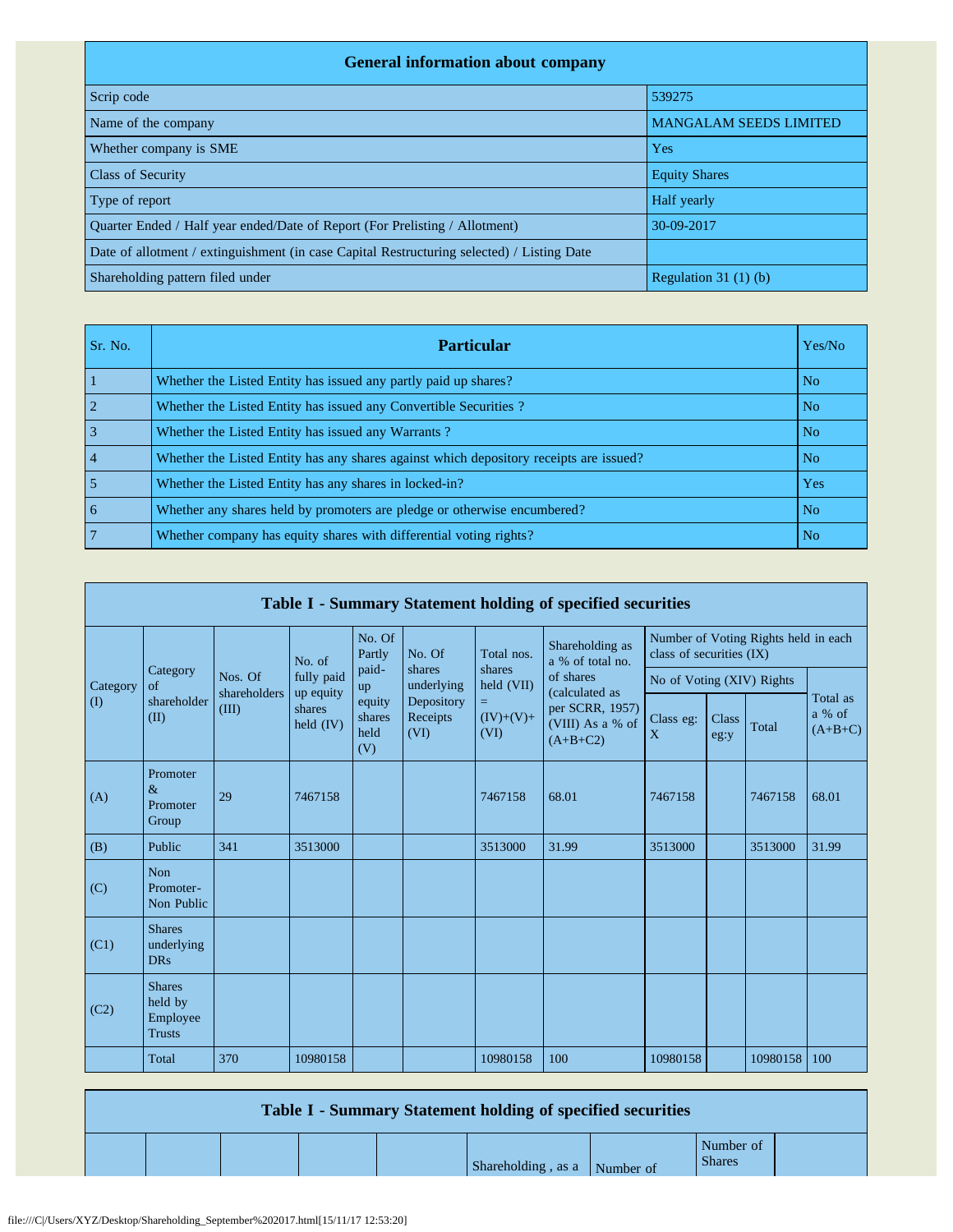| General information about company | |
|---|---|
| Scrip code | 539275 |
| Name of the company | MANGALAM SEEDS LIMITED |
| Whether company is SME | Yes |
| Class of Security | Equity Shares |
| Type of report | Half yearly |
| Quarter Ended / Half year ended/Date of Report (For Prelisting / Allotment) | 30-09-2017 |
| Date of allotment / extinguishment (in case Capital Restructuring selected) / Listing Date | |
| Shareholding pattern filed under | Regulation 31 (1) (b) |

| Sr. No. | Particular | Yes/No |
|---|---|---|
| 1 | Whether the Listed Entity has issued any partly paid up shares? | No |
| 2 | Whether the Listed Entity has issued any Convertible Securities ? | No |
| 3 | Whether the Listed Entity has issued any Warrants ? | No |
| 4 | Whether the Listed Entity has any shares against which depository receipts are issued? | No |
| 5 | Whether the Listed Entity has any shares in locked-in? | Yes |
| 6 | Whether any shares held by promoters are pledge or otherwise encumbered? | No |
| 7 | Whether company has equity shares with differential voting rights? | No |

**Table I - Summary Statement holding of specified securities**

| Category (I) | Category of shareholder (II) | Nos. Of shareholders (III) | No. of fully paid up equity shares held (IV) | No. Of Partly paid-up equity shares held (V) | No. Of shares underlying Depository Receipts (VI) | Total nos. shares held (VII) = (IV)+(V)+ (VI) | Shareholding as a % of total no. of shares (calculated as per SCRR, 1957) (VIII) As a % of (A+B+C2) | Number of Voting Rights held in each class of securities (IX) | | | |
|---|---|---|---|---|---|---|---|---|---|---|---|
| | | | | | | | | No of Voting (XIV) Rights | | | Total as a % of (A+B+C) |
| | | | | | | | | Class eg: X | Class eg:y | Total | |
| (A) | Promoter & Promoter Group | 29 | 7467158 | | | 7467158 | 68.01 | 7467158 | | 7467158 | 68.01 |
| (B) | Public | 341 | 3513000 | | | 3513000 | 31.99 | 3513000 | | 3513000 | 31.99 |
| (C) | Non Promoter- Non Public | | | | | | | | | | |
| (C1) | Shares underlying DRs | | | | | | | | | | |
| (C2) | Shares held by Employee Trusts | | | | | | | | | | |
| | Total | 370 | 10980158 | | | 10980158 | 100 | 10980158 | | 10980158 | 100 |

**Table I - Summary Statement holding of specified securities**

| | | | | | Shareholding , as a | Number of | Number of Shares | |
|---|---|---|---|---|---|---|---|---|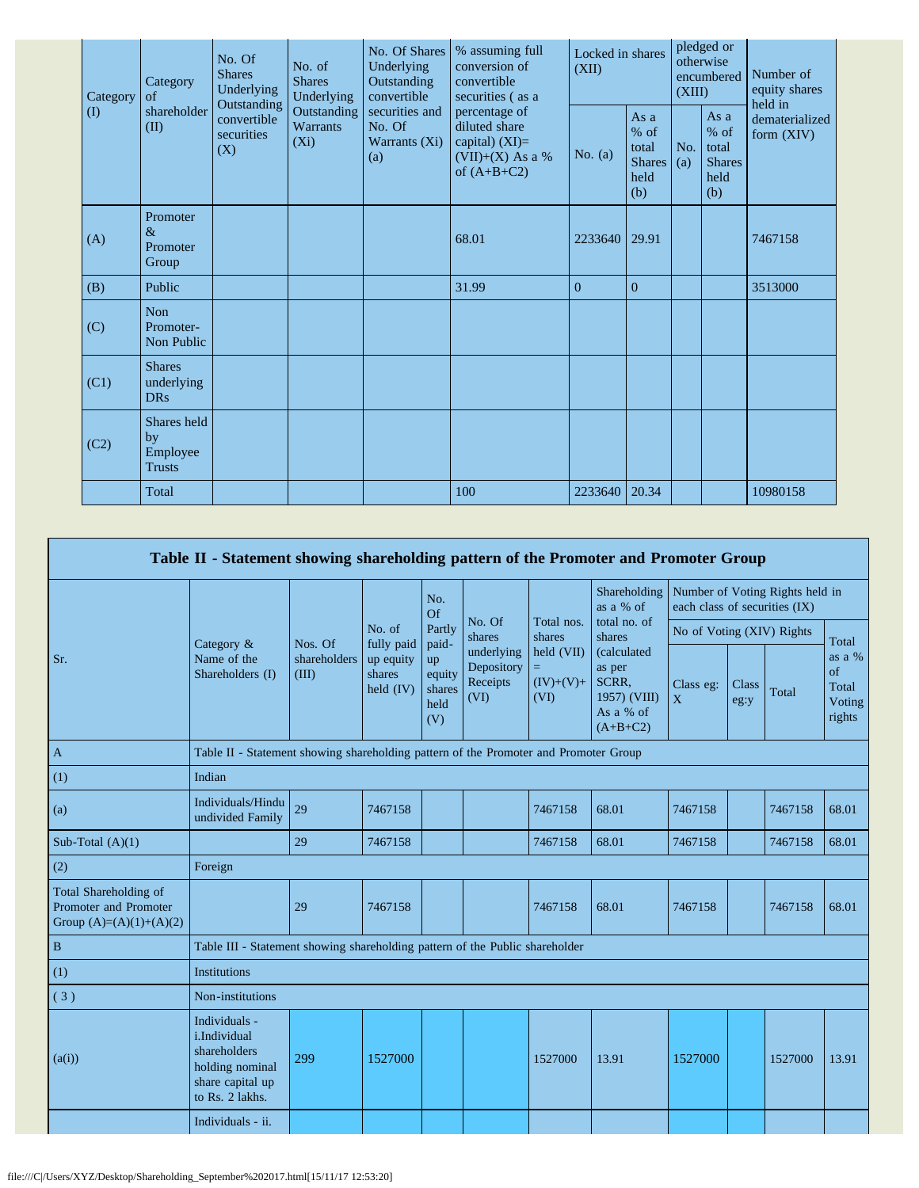| Category (I) | Category of shareholder (II) | No. Of Shares Underlying Outstanding convertible securities (X) | No. of Shares Underlying Outstanding Warrants (Xi) | No. Of Shares Underlying Outstanding convertible securities and No. Of Warrants (Xi) (a) | % assuming full conversion of convertible securities ( as a percentage of diluted share capital) (XI)= (VII)+(X) As a % of (A+B+C2) | Locked in shares (XII) | | pledged or otherwise encumbered (XIII) | | Number of equity shares held in dematerialized form (XIV) |
|---|---|---|---|---|---|---|---|---|---|---|
| | | | | | | No. (a) | As a % of total Shares held (b) | No. (a) | As a % of total Shares held (b) | |
| (A) | Promoter & Promoter Group | | | | 68.01 | 2233640 | 29.91 | | | 7467158 |
| (B) | Public | | | | 31.99 | 0 | 0 | | | 3513000 |
| (C) | Non Promoter- Non Public | | | | | | | | | |
| (C1) | Shares underlying DRs | | | | | | | | | |
| (C2) | Shares held by Employee Trusts | | | | | | | | | |
| | Total | | | | 100 | 2233640 | 20.34 | | | 10980158 |

## Table II - Statement showing shareholding pattern of the Promoter and Promoter Group

| Sr. | Category & Name of the Shareholders (I) | Nos. Of shareholders (III) | No. of fully paid up equity shares held (IV) | No. Of Partly paid-up equity shares held (V) | No. Of shares underlying Depository Receipts (VI) | Total nos. shares held (VII) = (IV)+(V)+ (VI) | Shareholding as a % of total no. of shares (calculated as per SCRR, 1957) (VIII) As a % of (A+B+C2) | Number of Voting Rights held in each class of securities (IX) | | | |
|---|---|---|---|---|---|---|---|---|---|---|---|
| | | | | | | | | No of Voting (XIV) Rights | | | Total as a % of Total Voting rights |
| | | | | | | | | Class eg: X | Class eg:y | Total | |
| A | Table II - Statement showing shareholding pattern of the Promoter and Promoter Group | | | | | | | | | | |
| (1) | Indian | | | | | | | | | | |
| (a) | Individuals/Hindu undivided Family | 29 | 7467158 | | | 7467158 | 68.01 | 7467158 | | 7467158 | 68.01 |
| Sub-Total (A)(1) | | 29 | 7467158 | | | 7467158 | 68.01 | 7467158 | | 7467158 | 68.01 |
| (2) | Foreign | | | | | | | | | | |
| Total Shareholding of Promoter and Promoter Group (A)=(A)(1)+(A)(2) | | 29 | 7467158 | | | 7467158 | 68.01 | 7467158 | | 7467158 | 68.01 |
| B | Table III - Statement showing shareholding pattern of the Public shareholder | | | | | | | | | | |
| (1) | Institutions | | | | | | | | | | |
| ( 3 ) | Non-institutions | | | | | | | | | | |
| (a(i)) | Individuals - i.Individual shareholders holding nominal share capital up to Rs. 2 lakhs. | 299 | 1527000 | | | 1527000 | 13.91 | 1527000 | | 1527000 | 13.91 |
| | Individuals - ii. | | | | | | | | | | |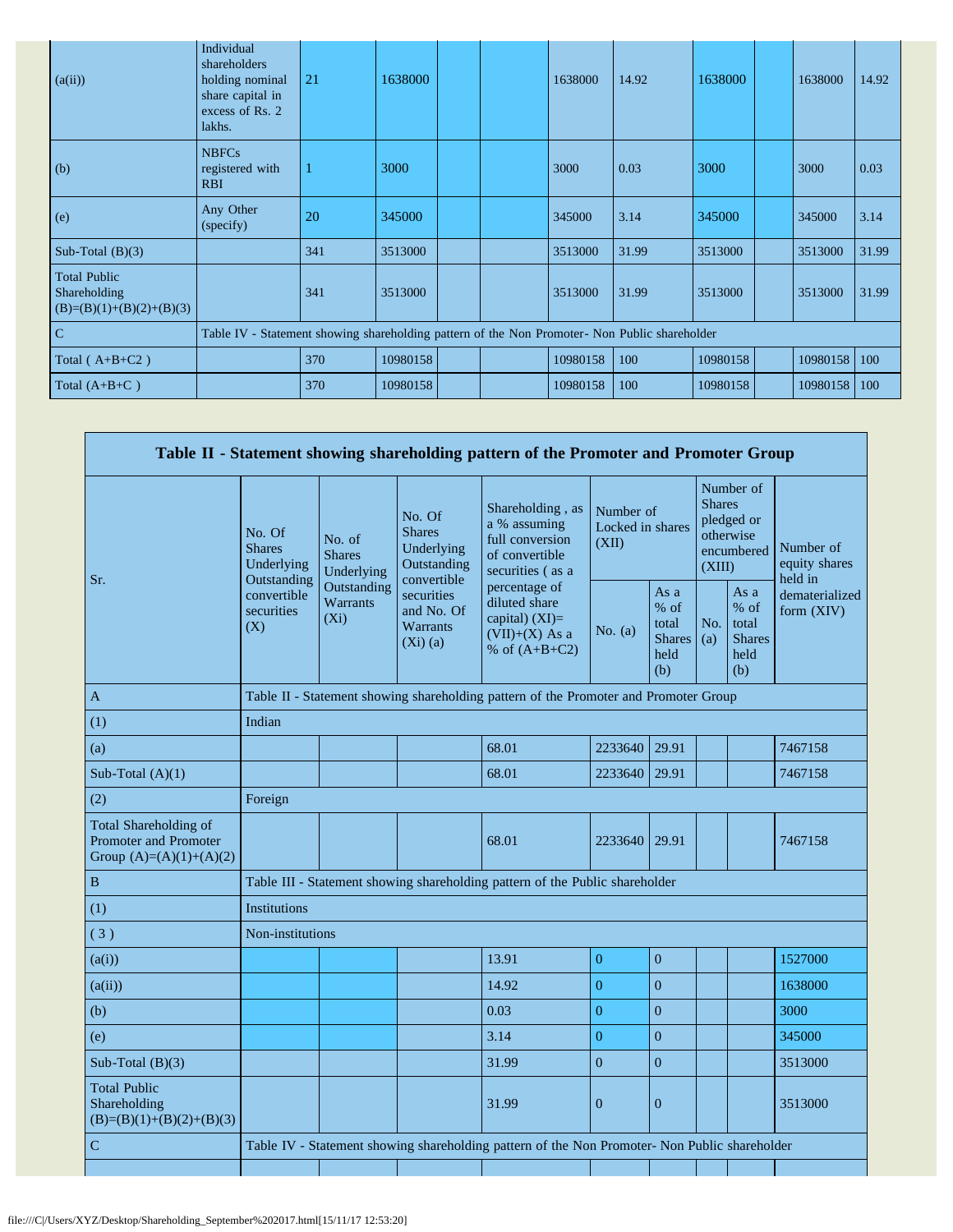| (a(ii)) | Individual shareholders holding nominal share capital in excess of Rs. 2 lakhs. | 21 | 1638000 | | | 1638000 | 14.92 | 1638000 | | 1638000 | 14.92 |
|---|---|---|---|---|---|---|---|---|---|---|---|
| (b) | NBFCs registered with RBI | 1 | 3000 | | | 3000 | 0.03 | 3000 | | 3000 | 0.03 |
| (e) | Any Other (specify) | 20 | 345000 | | | 345000 | 3.14 | 345000 | | 345000 | 3.14 |
| Sub-Total (B)(3) | | 341 | 3513000 | | | 3513000 | 31.99 | 3513000 | | 3513000 | 31.99 |
| Total Public Shareholding (B)=(B)(1)+(B)(2)+(B)(3) | | 341 | 3513000 | | | 3513000 | 31.99 | 3513000 | | 3513000 | 31.99 |
| C | Table IV - Statement showing shareholding pattern of the Non Promoter- Non Public shareholder | | | | | | | | | | |
| Total ( A+B+C2 ) | | 370 | 10980158 | | | 10980158 | 100 | 10980158 | | 10980158 | 100 |
| Total (A+B+C ) | | 370 | 10980158 | | | 10980158 | 100 | 10980158 | | 10980158 | 100 |

## Table II - Statement showing shareholding pattern of the Promoter and Promoter Group

| Sr. | No. Of Shares Underlying Outstanding convertible securities (X) | No. of Shares Underlying Outstanding Warrants (Xi) | No. Of Shares Underlying Outstanding convertible securities and No. Of Warrants (Xi) (a) | Shareholding , as a % assuming full conversion of convertible securities ( as a percentage of diluted share capital) (XI)= (VII)+(X) As a % of (A+B+C2) | Number of Locked in shares (XII) | | Number of Shares pledged or otherwise encumbered (XIII) | | Number of equity shares held in dematerialized form (XIV) |
|---|---|---|---|---|---|---|---|---|---|
| | | | | | No. (a) | As a % of total Shares held (b) | No. (a) | As a % of total Shares held (b) | |
| A | Table II - Statement showing shareholding pattern of the Promoter and Promoter Group | | | | | | | | |
| (1) | Indian | | | | | | | | |
| (a) | | | | 68.01 | 2233640 | 29.91 | | | 7467158 |
| Sub-Total (A)(1) | | | | 68.01 | 2233640 | 29.91 | | | 7467158 |
| (2) | Foreign | | | | | | | | |
| Total Shareholding of Promoter and Promoter Group (A)=(A)(1)+(A)(2) | | | | 68.01 | 2233640 | 29.91 | | | 7467158 |
| B | Table III - Statement showing shareholding pattern of the Public shareholder | | | | | | | | |
| (1) | Institutions | | | | | | | | |
| ( 3 ) | Non-institutions | | | | | | | | |
| (a(i)) | | | | 13.91 | 0 | 0 | | | 1527000 |
| (a(ii)) | | | | 14.92 | 0 | 0 | | | 1638000 |
| (b) | | | | 0.03 | 0 | 0 | | | 3000 |
| (e) | | | | 3.14 | 0 | 0 | | | 345000 |
| Sub-Total (B)(3) | | | | 31.99 | 0 | 0 | | | 3513000 |
| Total Public Shareholding (B)=(B)(1)+(B)(2)+(B)(3) | | | | 31.99 | 0 | 0 | | | 3513000 |
| C | Table IV - Statement showing shareholding pattern of the Non Promoter- Non Public shareholder | | | | | | | | |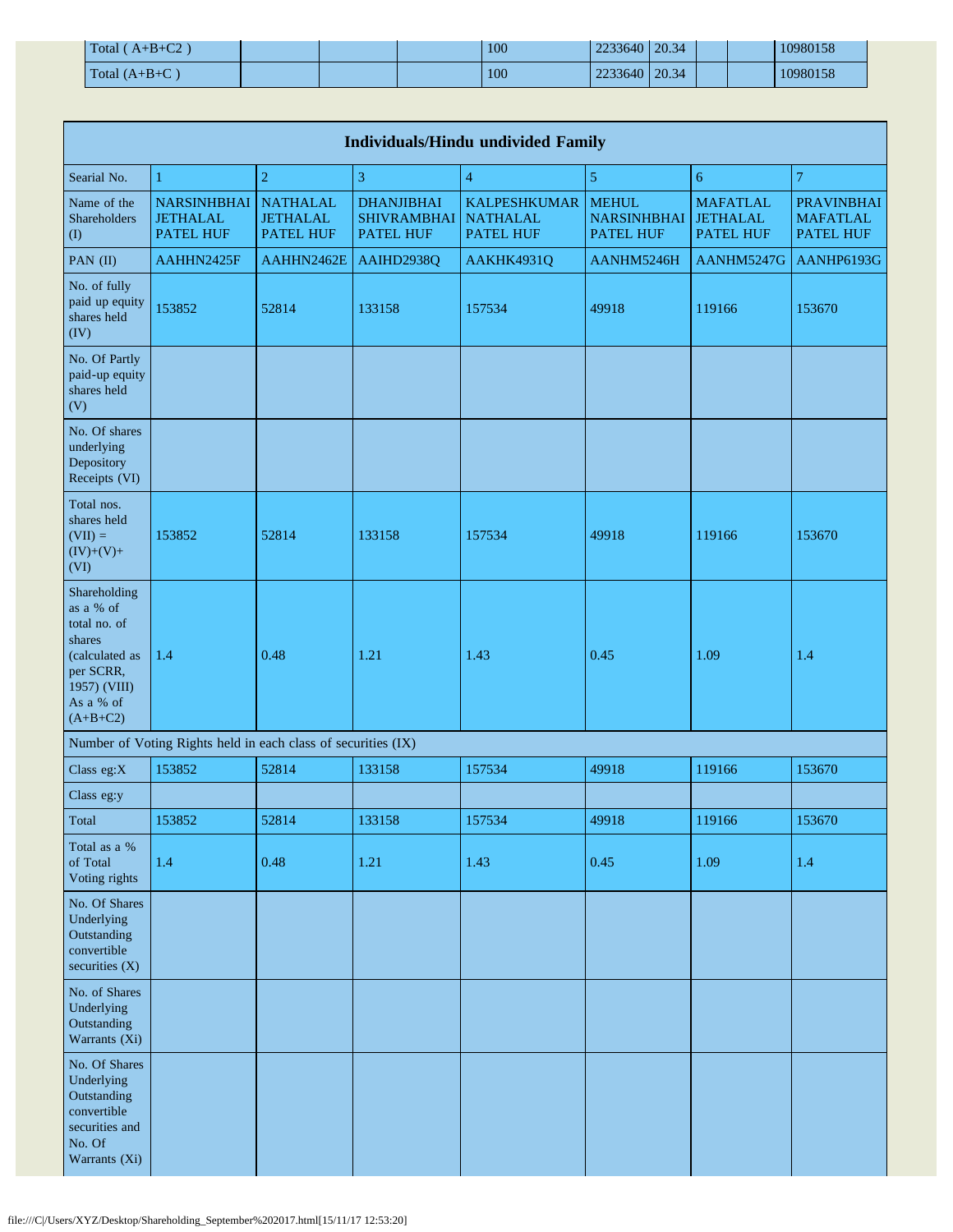| Total ( A+B+C2 ) | | | | 100 | 2233640 | 20.34 | | | 10980158 |
|---|---|---|---|---|---|---|---|---|---|
| Total (A+B+C ) | | | | 100 | 2233640 | 20.34 | | | 10980158 |

| Individuals/Hindu undivided Family | | | | | | | |
|---|---|---|---|---|---|---|---|
| Searial No. | 1 | 2 | 3 | 4 | 5 | 6 | 7 |
| Name of the Shareholders (I) | NARSINHBHAI JETHALAL PATEL HUF | NATHALAL JETHALAL PATEL HUF | DHANJIBHAI SHIVRAMBHAI PATEL HUF | KALPESHKUMAR NATHALAL PATEL HUF | MEHUL NARSINHBHAI PATEL HUF | MAFATLAL JETHALAL PATEL HUF | PRAVINBHAI MAFATLAL PATEL HUF |
| PAN (II) | AAHHN2425F | AAHHN2462E | AAIHD2938Q | AAKHK4931Q | AANHM5246H | AANHM5247G | AANHP6193G |
| No. of fully paid up equity shares held (IV) | 153852 | 52814 | 133158 | 157534 | 49918 | 119166 | 153670 |
| No. Of Partly paid-up equity shares held (V) | | | | | | | |
| No. Of shares underlying Depository Receipts (VI) | | | | | | | |
| Total nos. shares held (VII) = (IV)+(V)+ (VI) | 153852 | 52814 | 133158 | 157534 | 49918 | 119166 | 153670 |
| Shareholding as a % of total no. of shares (calculated as per SCRR, 1957) (VIII) As a % of (A+B+C2) | 1.4 | 0.48 | 1.21 | 1.43 | 0.45 | 1.09 | 1.4 |
| Number of Voting Rights held in each class of securities (IX) | | | | | | | |
| Class eg:X | 153852 | 52814 | 133158 | 157534 | 49918 | 119166 | 153670 |
| Class eg:y | | | | | | | |
| Total | 153852 | 52814 | 133158 | 157534 | 49918 | 119166 | 153670 |
| Total as a % of Total Voting rights | 1.4 | 0.48 | 1.21 | 1.43 | 0.45 | 1.09 | 1.4 |
| No. Of Shares Underlying Outstanding convertible securities (X) | | | | | | | |
| No. of Shares Underlying Outstanding Warrants (Xi) | | | | | | | |
| No. Of Shares Underlying Outstanding convertible securities and No. Of Warrants (Xi) | | | | | | | |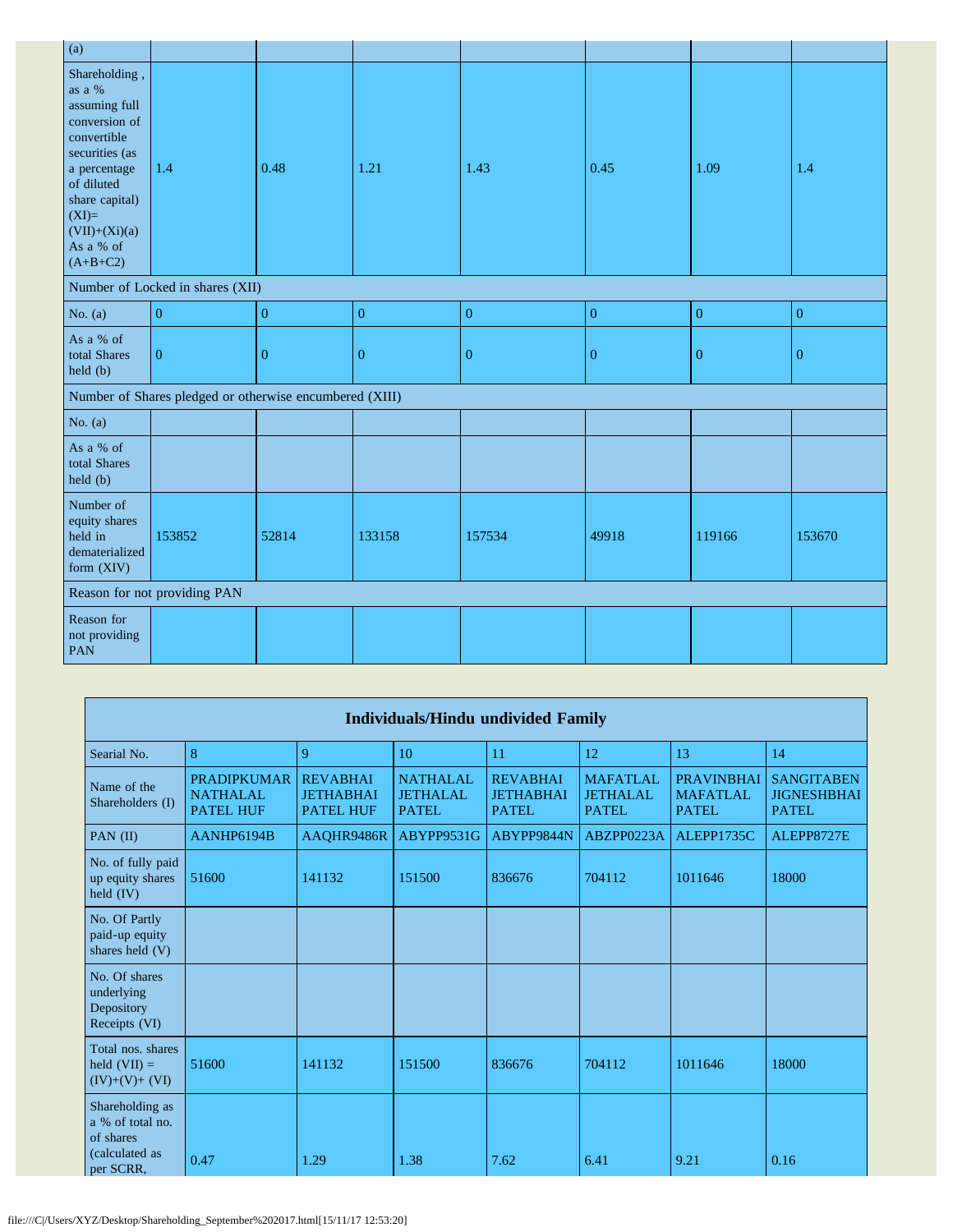| (a) | | | | | | | |
|---|---|---|---|---|---|---|---|
| Shareholding , as a % assuming full conversion of convertible securities (as a percentage of diluted share capital) (XI)= (VII)+(Xi)(a) As a % of (A+B+C2) | 1.4 | 0.48 | 1.21 | 1.43 | 0.45 | 1.09 | 1.4 |
| Number of Locked in shares (XII) | | | | | | | |
| No. (a) | 0 | 0 | 0 | 0 | 0 | 0 | 0 |
| As a % of total Shares held (b) | 0 | 0 | 0 | 0 | 0 | 0 | 0 |
| Number of Shares pledged or otherwise encumbered (XIII) | | | | | | | |
| No. (a) | | | | | | | |
| As a % of total Shares held (b) | | | | | | | |
| Number of equity shares held in dematerialized form (XIV) | 153852 | 52814 | 133158 | 157534 | 49918 | 119166 | 153670 |
| Reason for not providing PAN | | | | | | | |
| Reason for not providing PAN | | | | | | | |

| Individuals/Hindu undivided Family | | | | | | | |
|---|---|---|---|---|---|---|---|
| Searial No. | 8 | 9 | 10 | 11 | 12 | 13 | 14 |
| Name of the Shareholders (I) | PRADIPKUMAR NATHALAL PATEL HUF | REVABHAI JETHABHAI PATEL HUF | NATHALAL JETHALAL PATEL | REVABHAI JETHABHAI PATEL | MAFATLAL JETHALAL PATEL | PRAVINBHAI MAFATLAL PATEL | SANGITABEN JIGNESHBHAI PATEL |
| PAN (II) | AANHP6194B | AAQHR9486R | ABYPP9531G | ABYPP9844N | ABZPP0223A | ALEPP1735C | ALEPP8727E |
| No. of fully paid up equity shares held (IV) | 51600 | 141132 | 151500 | 836676 | 704112 | 1011646 | 18000 |
| No. Of Partly paid-up equity shares held (V) | | | | | | | |
| No. Of shares underlying Depository Receipts (VI) | | | | | | | |
| Total nos. shares held (VII) = (IV)+(V)+ (VI) | 51600 | 141132 | 151500 | 836676 | 704112 | 1011646 | 18000 |
| Shareholding as a % of total no. of shares (calculated as per SCRR, | 0.47 | 1.29 | 1.38 | 7.62 | 6.41 | 9.21 | 0.16 |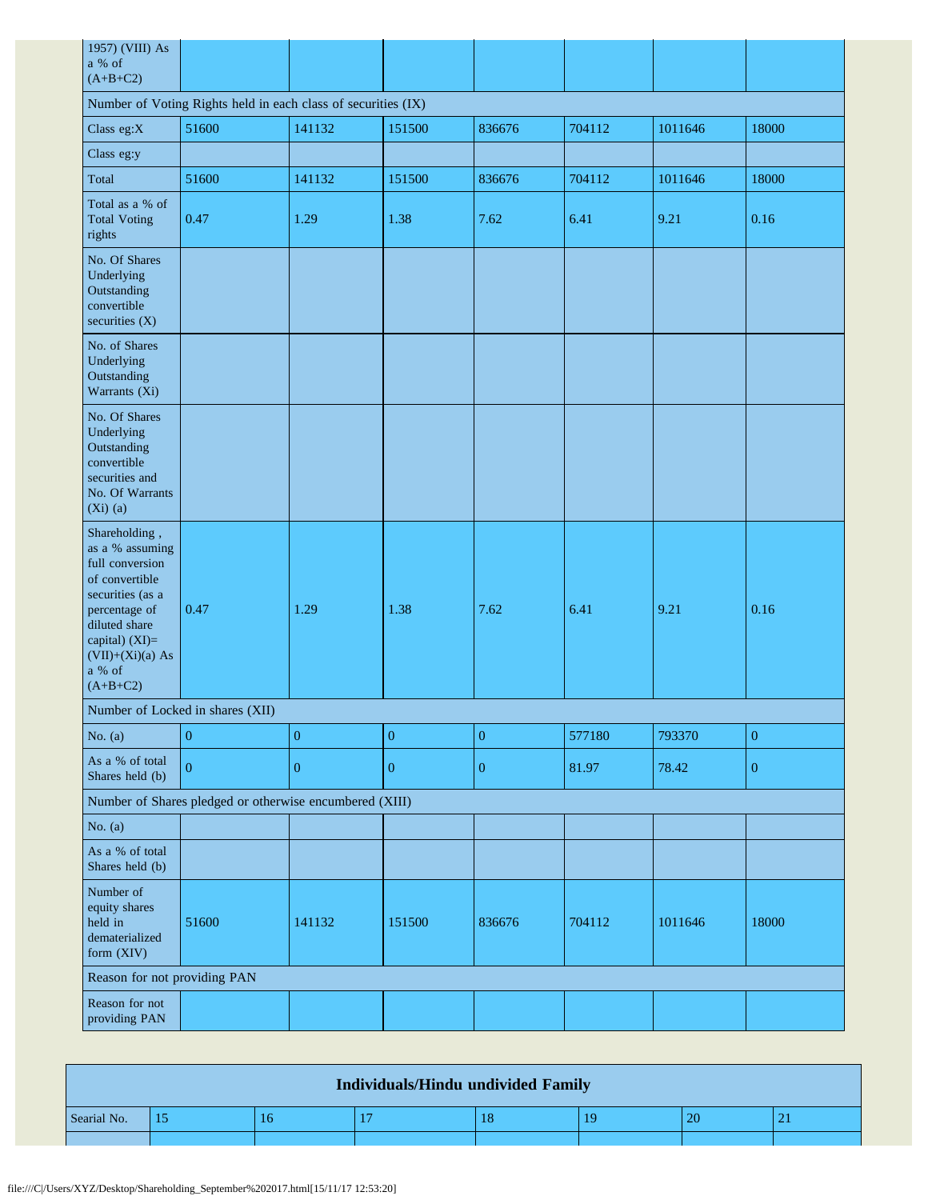| | | | | | | | |
|---|---|---|---|---|---|---|---|
| 1957) (VIII) As a % of (A+B+C2) | | | | | | | |
| Number of Voting Rights held in each class of securities (IX) | | | | | | | |
| Class eg:X | 51600 | 141132 | 151500 | 836676 | 704112 | 1011646 | 18000 |
| Class eg:y | | | | | | | |
| Total | 51600 | 141132 | 151500 | 836676 | 704112 | 1011646 | 18000 |
| Total as a % of Total Voting rights | 0.47 | 1.29 | 1.38 | 7.62 | 6.41 | 9.21 | 0.16 |
| No. Of Shares Underlying Outstanding convertible securities (X) | | | | | | | |
| No. of Shares Underlying Outstanding Warrants (Xi) | | | | | | | |
| No. Of Shares Underlying Outstanding convertible securities and No. Of Warrants (Xi) (a) | | | | | | | |
| Shareholding , as a % assuming full conversion of convertible securities (as a percentage of diluted share capital) (XI)= (VII)+(Xi)(a) As a % of (A+B+C2) | 0.47 | 1.29 | 1.38 | 7.62 | 6.41 | 9.21 | 0.16 |
| Number of Locked in shares (XII) | | | | | | | |
| No. (a) | 0 | 0 | 0 | 0 | 577180 | 793370 | 0 |
| As a % of total Shares held (b) | 0 | 0 | 0 | 0 | 81.97 | 78.42 | 0 |
| Number of Shares pledged or otherwise encumbered (XIII) | | | | | | | |
| No. (a) | | | | | | | |
| As a % of total Shares held (b) | | | | | | | |
| Number of equity shares held in dematerialized form (XIV) | 51600 | 141132 | 151500 | 836676 | 704112 | 1011646 | 18000 |
| Reason for not providing PAN | | | | | | | |
| Reason for not providing PAN | | | | | | | |

| Individuals/Hindu undivided Family | | | | | | | |
|---|---|---|---|---|---|---|---|
| Searial No. | 15 | 16 | 17 | 18 | 19 | 20 | 21 |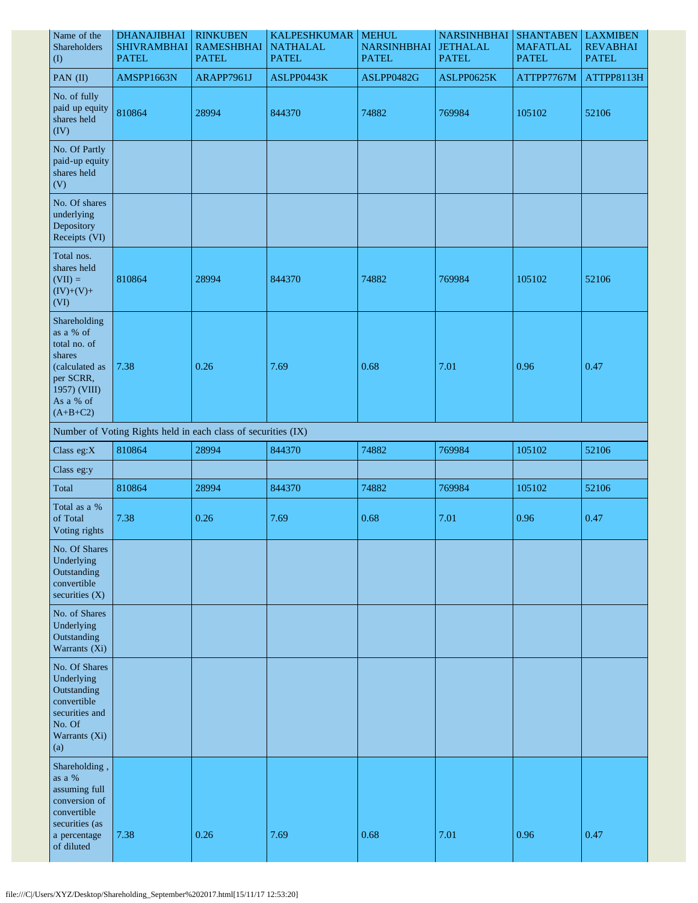| Name of the Shareholders (I) | DHANAJIBHAI SHIVRAMBHAI PATEL | RINKUBEN RAMESHBHAI PATEL | KALPESHKUMAR NATHALAL PATEL | MEHUL NARSINHBHAI PATEL | NARSINHBHAI JETHALAL PATEL | SHANTABEN MAFATLAL PATEL | LAXMIBEN REVABHAI PATEL |
|---|---|---|---|---|---|---|---|
| PAN (II) | AMSPP1663N | ARAPP7961J | ASLPP0443K | ASLPP0482G | ASLPP0625K | ATTPP7767M | ATTPP8113H |
| No. of fully paid up equity shares held (IV) | 810864 | 28994 | 844370 | 74882 | 769984 | 105102 | 52106 |
| No. Of Partly paid-up equity shares held (V) | | | | | | | |
| No. Of shares underlying Depository Receipts (VI) | | | | | | | |
| Total nos. shares held (VII) = (IV)+(V)+ (VI) | 810864 | 28994 | 844370 | 74882 | 769984 | 105102 | 52106 |
| Shareholding as a % of total no. of shares (calculated as per SCRR, 1957) (VIII) As a % of (A+B+C2) | 7.38 | 0.26 | 7.69 | 0.68 | 7.01 | 0.96 | 0.47 |
| Number of Voting Rights held in each class of securities (IX) | | | | | | | |
| Class eg:X | 810864 | 28994 | 844370 | 74882 | 769984 | 105102 | 52106 |
| Class eg:y | | | | | | | |
| Total | 810864 | 28994 | 844370 | 74882 | 769984 | 105102 | 52106 |
| Total as a % of Total Voting rights | 7.38 | 0.26 | 7.69 | 0.68 | 7.01 | 0.96 | 0.47 |
| No. Of Shares Underlying Outstanding convertible securities (X) | | | | | | | |
| No. of Shares Underlying Outstanding Warrants (Xi) | | | | | | | |
| No. Of Shares Underlying Outstanding convertible securities and No. Of Warrants (Xi) (a) | | | | | | | |
| Shareholding , as a % assuming full conversion of convertible securities (as a percentage of diluted | 7.38 | 0.26 | 7.69 | 0.68 | 7.01 | 0.96 | 0.47 |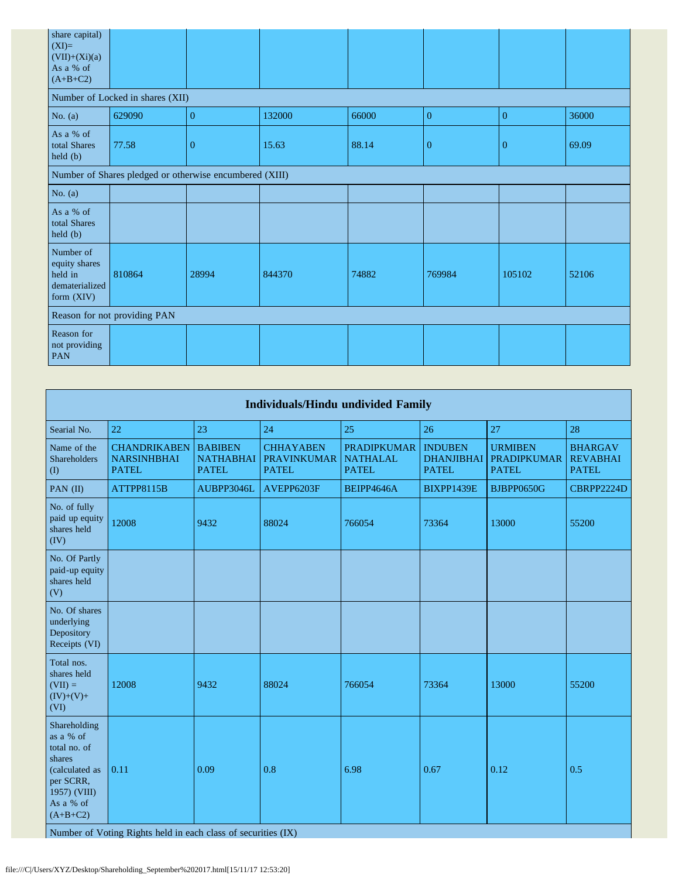| share capital) (XI)= (VII)+(Xi)(a) As a % of (A+B+C2) | | | | | | | |
|---|---|---|---|---|---|---|---|
| **Number of Locked in shares (XII)** | | | | | | | |
| No. (a) | 629090 | 0 | 132000 | 66000 | 0 | 0 | 36000 |
| As a % of total Shares held (b) | 77.58 | 0 | 15.63 | 88.14 | 0 | 0 | 69.09 |
| **Number of Shares pledged or otherwise encumbered (XIII)** | | | | | | | |
| No. (a) | | | | | | | |
| As a % of total Shares held (b) | | | | | | | |
| Number of equity shares held in dematerialized form (XIV) | 810864 | 28994 | 844370 | 74882 | 769984 | 105102 | 52106 |
| **Reason for not providing PAN** | | | | | | | |
| Reason for not providing PAN | | | | | | | |

| Individuals/Hindu undivided Family | | | | | | | |
|---|---|---|---|---|---|---|---|
| Searial No. | 22 | 23 | 24 | 25 | 26 | 27 | 28 |
| Name of the Shareholders (I) | CHANDRIKABEN NARSINHBHAI PATEL | BABIBEN NATHABHAI PATEL | CHHAYABEN PRAVINKUMAR PATEL | PRADIPKUMAR NATHALAL PATEL | INDUBEN DHANJIBHAI PATEL | URMIBEN PRADIPKUMAR PATEL | BHARGAV REVABHAI PATEL |
| PAN (II) | ATTPP8115B | AUBPP3046L | AVEPP6203F | BEIPP4646A | BIXPP1439E | BJBPP0650G | CBRPP2224D |
| No. of fully paid up equity shares held (IV) | 12008 | 9432 | 88024 | 766054 | 73364 | 13000 | 55200 |
| No. Of Partly paid-up equity shares held (V) | | | | | | | |
| No. Of shares underlying Depository Receipts (VI) | | | | | | | |
| Total nos. shares held (VII) = (IV)+(V)+ (VI) | 12008 | 9432 | 88024 | 766054 | 73364 | 13000 | 55200 |
| Shareholding as a % of total no. of shares (calculated as per SCRR, 1957) (VIII) As a % of (A+B+C2) | 0.11 | 0.09 | 0.8 | 6.98 | 0.67 | 0.12 | 0.5 |
| **Number of Voting Rights held in each class of securities (IX)** | | | | | | | |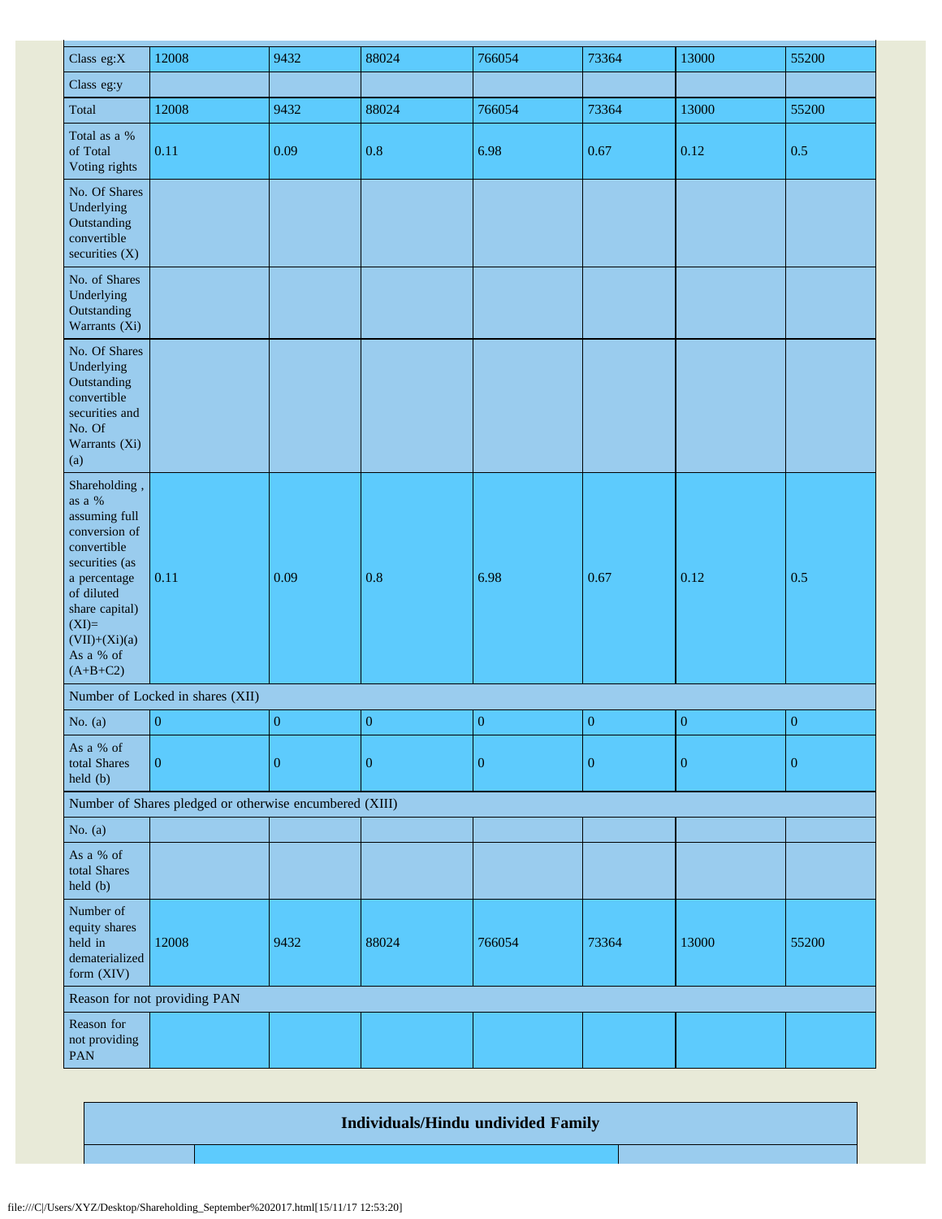| | | | | | | | |
|---|---|---|---|---|---|---|---|
| Class eg:X | 12008 | 9432 | 88024 | 766054 | 73364 | 13000 | 55200 |
| Class eg:y | | | | | | | |
| Total | 12008 | 9432 | 88024 | 766054 | 73364 | 13000 | 55200 |
| Total as a % of Total Voting rights | 0.11 | 0.09 | 0.8 | 6.98 | 0.67 | 0.12 | 0.5 |
| No. Of Shares Underlying Outstanding convertible securities (X) | | | | | | | |
| No. of Shares Underlying Outstanding Warrants (Xi) | | | | | | | |
| No. Of Shares Underlying Outstanding convertible securities and No. Of Warrants (Xi) (a) | | | | | | | |
| Shareholding , as a % assuming full conversion of convertible securities (as a percentage of diluted share capital) (XI)= (VII)+(Xi)(a) As a % of (A+B+C2) | 0.11 | 0.09 | 0.8 | 6.98 | 0.67 | 0.12 | 0.5 |
| Number of Locked in shares (XII) | | | | | | | |
| No. (a) | 0 | 0 | 0 | 0 | 0 | 0 | 0 |
| As a % of total Shares held (b) | 0 | 0 | 0 | 0 | 0 | 0 | 0 |
| Number of Shares pledged or otherwise encumbered (XIII) | | | | | | | |
| No. (a) | | | | | | | |
| As a % of total Shares held (b) | | | | | | | |
| Number of equity shares held in dematerialized form (XIV) | 12008 | 9432 | 88024 | 766054 | 73364 | 13000 | 55200 |
| Reason for not providing PAN | | | | | | | |
| Reason for not providing PAN | | | | | | | |

## Individuals/Hindu undivided Family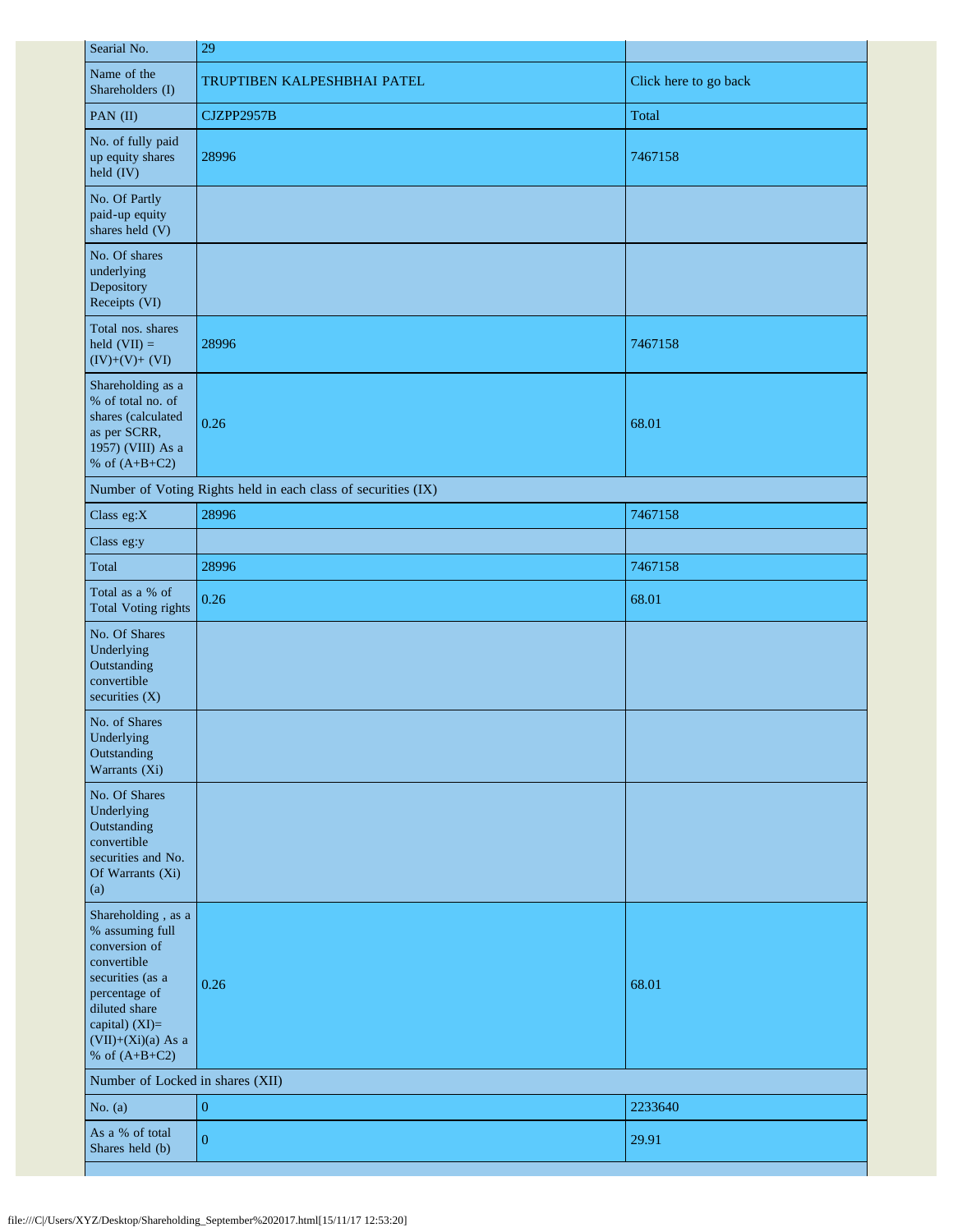| Searial No. | 29 | |
|---|---|---|
| Name of the Shareholders (I) | TRUPTIBEN KALPESHBHAI PATEL | Click here to go back |
| PAN (II) | CJZPP2957B | Total |
| No. of fully paid up equity shares held (IV) | 28996 | 7467158 |
| No. Of Partly paid-up equity shares held (V) | | |
| No. Of shares underlying Depository Receipts (VI) | | |
| Total nos. shares held (VII) = (IV)+(V)+ (VI) | 28996 | 7467158 |
| Shareholding as a % of total no. of shares (calculated as per SCRR, 1957) (VIII) As a % of (A+B+C2) | 0.26 | 68.01 |
| Number of Voting Rights held in each class of securities (IX) | | |
| Class eg:X | 28996 | 7467158 |
| Class eg:y | | |
| Total | 28996 | 7467158 |
| Total as a % of Total Voting rights | 0.26 | 68.01 |
| No. Of Shares Underlying Outstanding convertible securities (X) | | |
| No. of Shares Underlying Outstanding Warrants (Xi) | | |
| No. Of Shares Underlying Outstanding convertible securities and No. Of Warrants (Xi) (a) | | |
| Shareholding , as a % assuming full conversion of convertible securities (as a percentage of diluted share capital) (XI)= (VII)+(Xi)(a) As a % of (A+B+C2) | 0.26 | 68.01 |
| Number of Locked in shares (XII) | | |
| No. (a) | 0 | 2233640 |
| As a % of total Shares held (b) | 0 | 29.91 |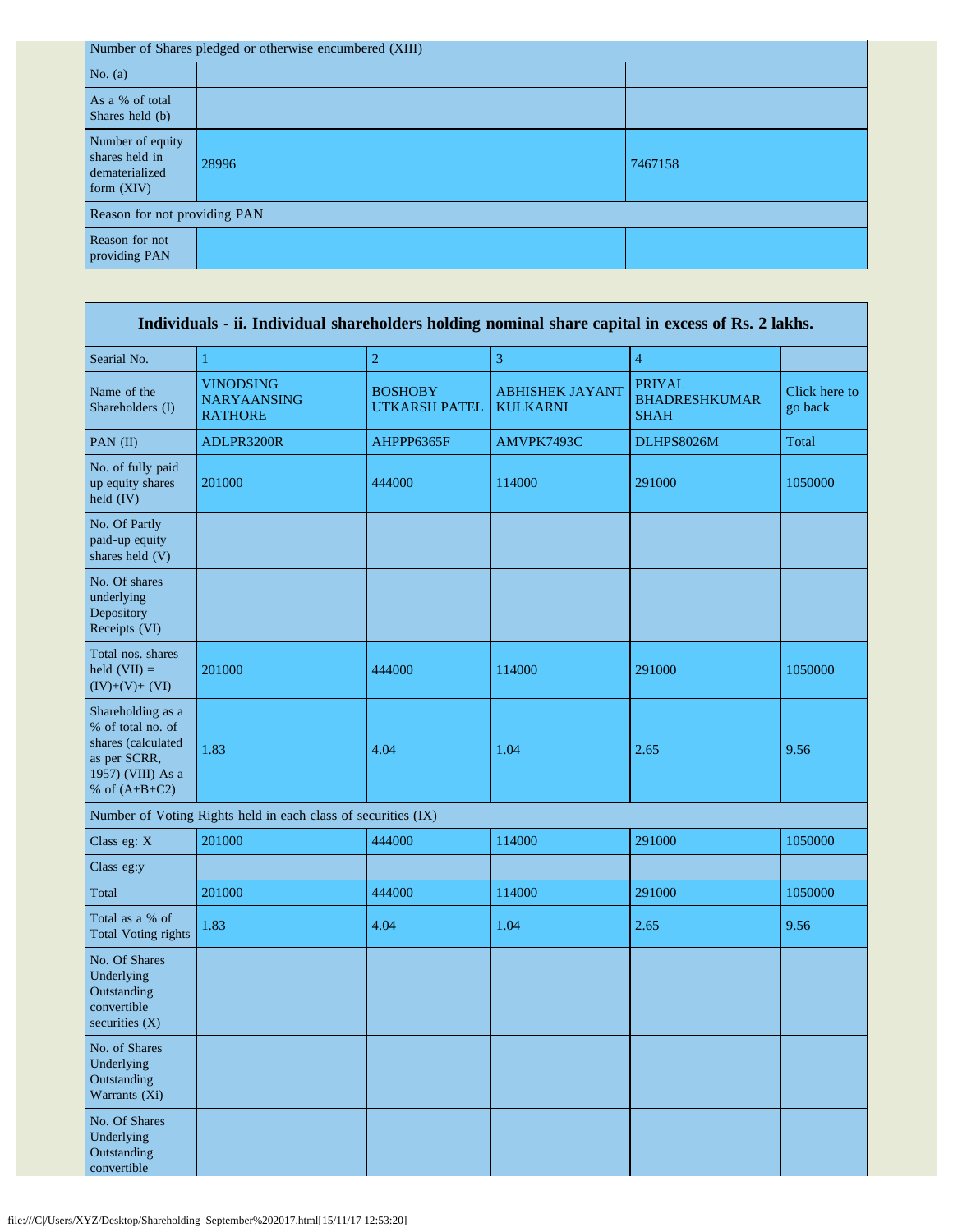| Number of Shares pledged or otherwise encumbered (XIII) | | |
|---|---|---|
| No. (a) | | |
| As a % of total Shares held (b) | | |
| Number of equity shares held in dematerialized form (XIV) | 28996 | 7467158 |
| Reason for not providing PAN | | |
| Reason for not providing PAN | | |

| Individuals - ii. Individual shareholders holding nominal share capital in excess of Rs. 2 lakhs. | | | | | |
|---|---|---|---|---|---|
| Searial No. | 1 | 2 | 3 | 4 | |
| Name of the Shareholders (I) | VINODSING NARYAANSING RATHORE | BOSHOBY UTKARSH PATEL | ABHISHEK JAYANT KULKARNI | PRIYAL BHADRESHKUMAR SHAH | Click here to go back |
| PAN (II) | ADLPR3200R | AHPPP6365F | AMVPK7493C | DLHPS8026M | Total |
| No. of fully paid up equity shares held (IV) | 201000 | 444000 | 114000 | 291000 | 1050000 |
| No. Of Partly paid-up equity shares held (V) | | | | | |
| No. Of shares underlying Depository Receipts (VI) | | | | | |
| Total nos. shares held (VII) = (IV)+(V)+ (VI) | 201000 | 444000 | 114000 | 291000 | 1050000 |
| Shareholding as a % of total no. of shares (calculated as per SCRR, 1957) (VIII) As a % of (A+B+C2) | 1.83 | 4.04 | 1.04 | 2.65 | 9.56 |
| Number of Voting Rights held in each class of securities (IX) | | | | | |
| Class eg: X | 201000 | 444000 | 114000 | 291000 | 1050000 |
| Class eg:y | | | | | |
| Total | 201000 | 444000 | 114000 | 291000 | 1050000 |
| Total as a % of Total Voting rights | 1.83 | 4.04 | 1.04 | 2.65 | 9.56 |
| No. Of Shares Underlying Outstanding convertible securities (X) | | | | | |
| No. of Shares Underlying Outstanding Warrants (Xi) | | | | | |
| No. Of Shares Underlying Outstanding convertible | | | | | |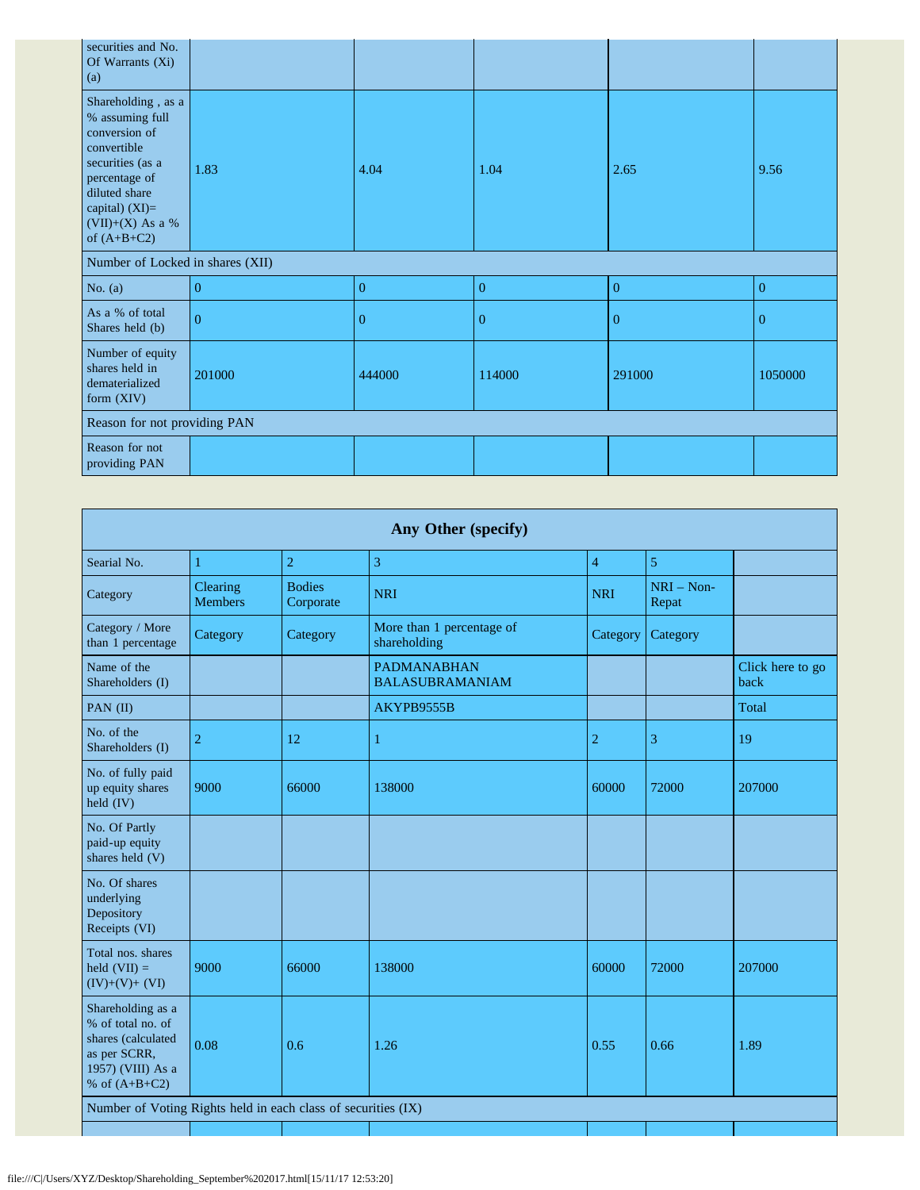| securities and No. Of Warrants (Xi) (a) | | | | | |
|---|---|---|---|---|---|
| Shareholding , as a % assuming full conversion of convertible securities (as a percentage of diluted share capital) (XI)= (VII)+(X) As a % of (A+B+C2) | 1.83 | 4.04 | 1.04 | 2.65 | 9.56 |
| Number of Locked in shares (XII) | | | | | |
| No. (a) | 0 | 0 | 0 | 0 | 0 |
| As a % of total Shares held (b) | 0 | 0 | 0 | 0 | 0 |
| Number of equity shares held in dematerialized form (XIV) | 201000 | 444000 | 114000 | 291000 | 1050000 |
| Reason for not providing PAN | | | | | |
| Reason for not providing PAN | | | | | |

| Any Other (specify) | | | | | | |
|---|---|---|---|---|---|---|
| Searial No. | 1 | 2 | 3 | 4 | 5 | |
| Category | Clearing Members | Bodies Corporate | NRI | NRI | NRI – Non-Repat | |
| Category / More than 1 percentage | Category | Category | More than 1 percentage of shareholding | Category | Category | |
| Name of the Shareholders (I) | | | PADMANABHAN BALASUBRAMANIAM | | | Click here to go back |
| PAN (II) | | | AKYPB9555B | | | Total |
| No. of the Shareholders (I) | 2 | 12 | 1 | 2 | 3 | 19 |
| No. of fully paid up equity shares held (IV) | 9000 | 66000 | 138000 | 60000 | 72000 | 207000 |
| No. Of Partly paid-up equity shares held (V) | | | | | | |
| No. Of shares underlying Depository Receipts (VI) | | | | | | |
| Total nos. shares held (VII) = (IV)+(V)+ (VI) | 9000 | 66000 | 138000 | 60000 | 72000 | 207000 |
| Shareholding as a % of total no. of shares (calculated as per SCRR, 1957) (VIII) As a % of (A+B+C2) | 0.08 | 0.6 | 1.26 | 0.55 | 0.66 | 1.89 |
| Number of Voting Rights held in each class of securities (IX) | | | | | | |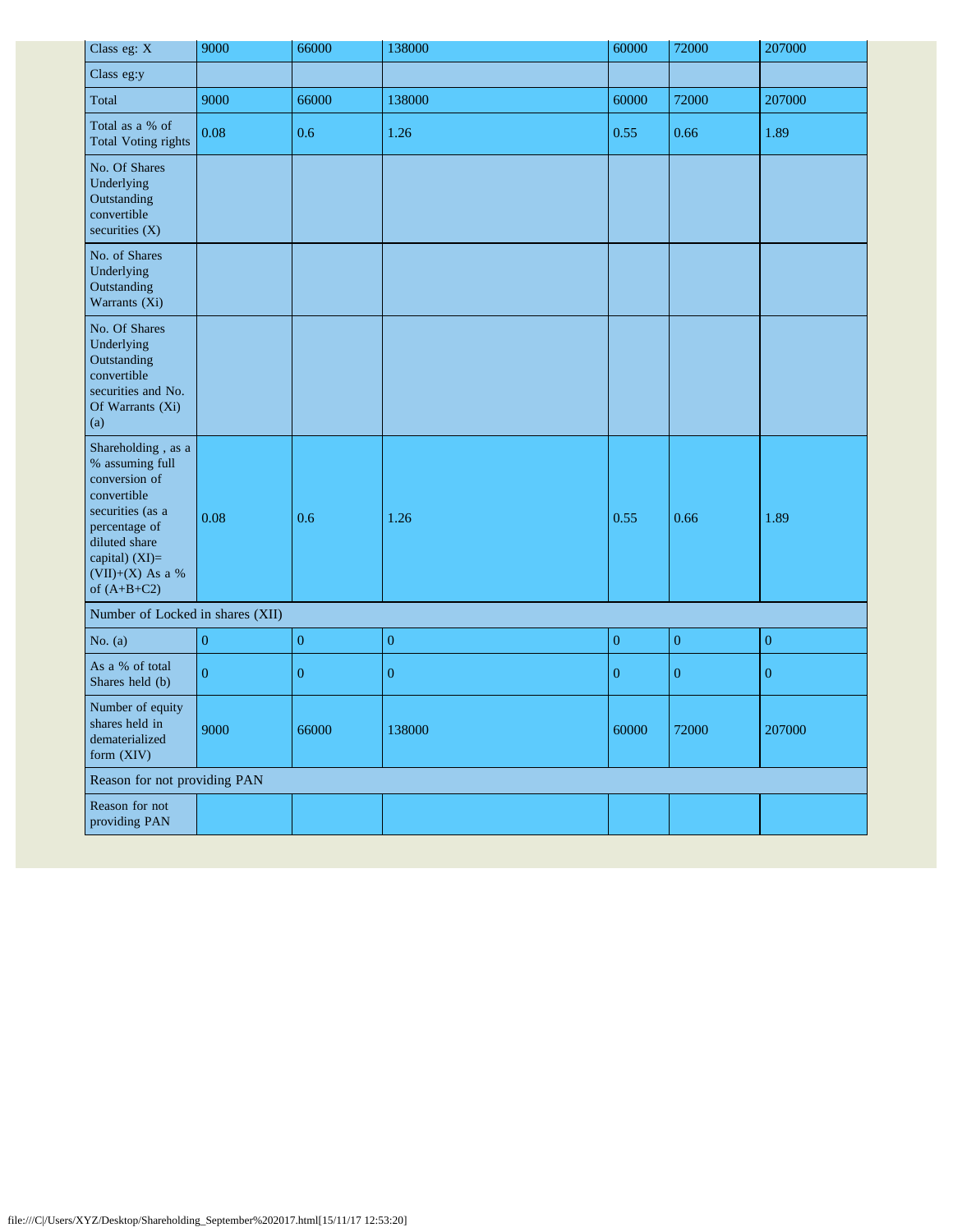| | | | | | | |
|---|---|---|---|---|---|---|
| Class eg: X | 9000 | 66000 | 138000 | 60000 | 72000 | 207000 |
| Class eg:y | | | | | | |
| Total | 9000 | 66000 | 138000 | 60000 | 72000 | 207000 |
| Total as a % of Total Voting rights | 0.08 | 0.6 | 1.26 | 0.55 | 0.66 | 1.89 |
| No. Of Shares Underlying Outstanding convertible securities (X) | | | | | | |
| No. of Shares Underlying Outstanding Warrants (Xi) | | | | | | |
| No. Of Shares Underlying Outstanding convertible securities and No. Of Warrants (Xi) (a) | | | | | | |
| Shareholding , as a % assuming full conversion of convertible securities (as a percentage of diluted share capital) (XI)= (VII)+(X) As a % of (A+B+C2) | 0.08 | 0.6 | 1.26 | 0.55 | 0.66 | 1.89 |
| Number of Locked in shares (XII) | | | | | | |
| No. (a) | 0 | 0 | 0 | 0 | 0 | 0 |
| As a % of total Shares held (b) | 0 | 0 | 0 | 0 | 0 | 0 |
| Number of equity shares held in dematerialized form (XIV) | 9000 | 66000 | 138000 | 60000 | 72000 | 207000 |
| Reason for not providing PAN | | | | | | |
| Reason for not providing PAN | | | | | | |